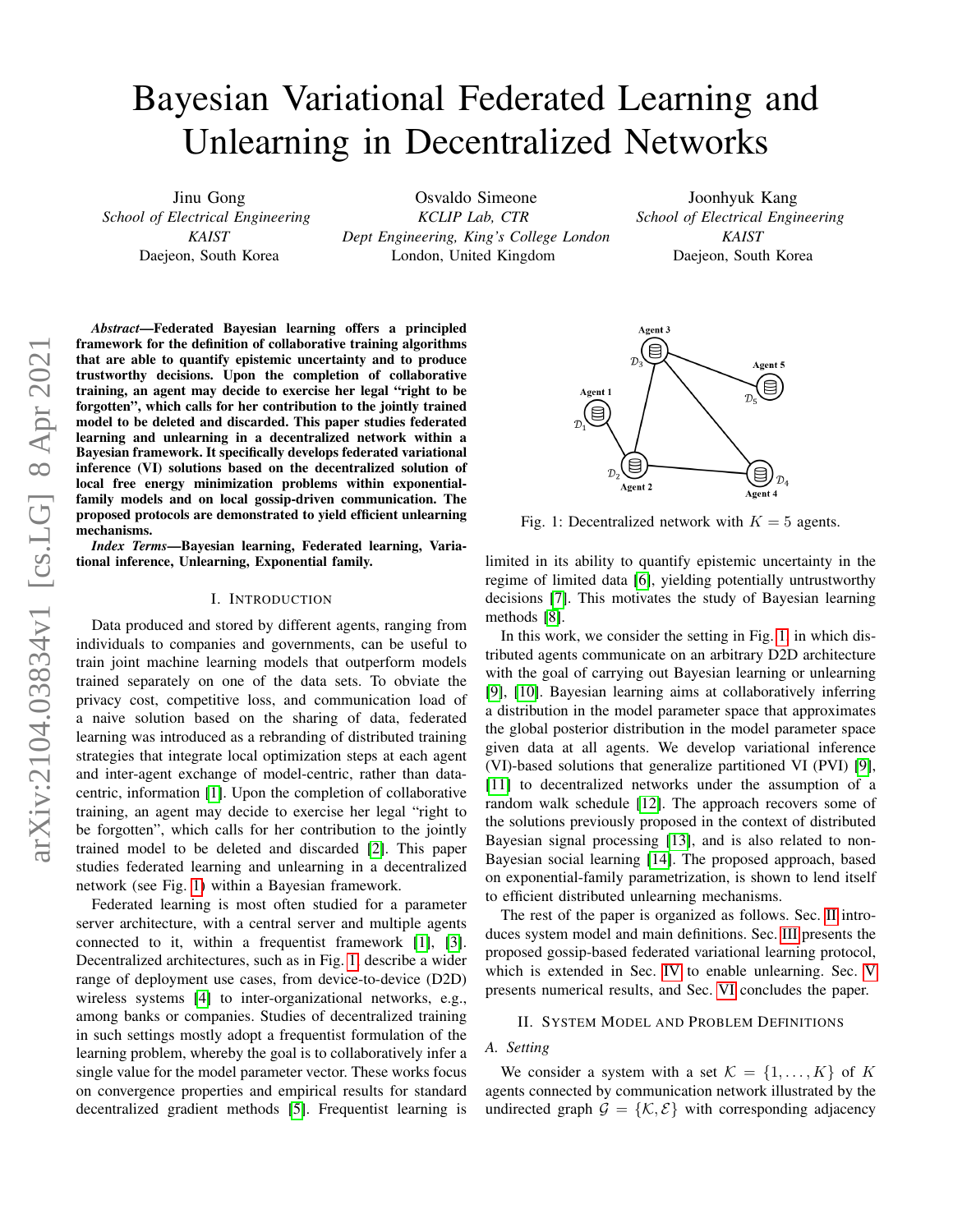# Bayesian Variational Federated Learning and Unlearning in Decentralized Networks

Jinu Gong
*School of Electrical Engineering*
*KAIST*
Daejeon, South Korea

Osvaldo Simeone
*KCLIP Lab, CTR*
*Dept Engineering, King's College London*
London, United Kingdom

Joonhyuk Kang
*School of Electrical Engineering*
*KAIST*
Daejeon, South Korea

***Abstract*—Federated Bayesian learning offers a principled framework for the definition of collaborative training algorithms that are able to quantify epistemic uncertainty and to produce trustworthy decisions. Upon the completion of collaborative training, an agent may decide to exercise her legal "right to be forgotten", which calls for her contribution to the jointly trained model to be deleted and discarded. This paper studies federated learning and unlearning in a decentralized network within a Bayesian framework. It specifically develops federated variational inference (VI) solutions based on the decentralized solution of local free energy minimization problems within exponential-family models and on local gossip-driven communication. The proposed protocols are demonstrated to yield efficient unlearning mechanisms.**

***Index Terms*—Bayesian learning, Federated learning, Variational inference, Unlearning, Exponential family.**

## I. Introduction

Data produced and stored by different agents, ranging from individuals to companies and governments, can be useful to train joint machine learning models that outperform models trained separately on one of the data sets. To obviate the privacy cost, competitive loss, and communication load of a naive solution based on the sharing of data, federated learning was introduced as a rebranding of distributed training strategies that integrate local optimization steps at each agent and inter-agent exchange of model-centric, rather than data-centric, information [1]. Upon the completion of collaborative training, an agent may decide to exercise her legal "right to be forgotten", which calls for her contribution to the jointly trained model to be deleted and discarded [2]. This paper studies federated learning and unlearning in a decentralized network (see Fig. 1) within a Bayesian framework.

Federated learning is most often studied for a parameter server architecture, with a central server and multiple agents connected to it, within a frequentist framework [1], [3]. Decentralized architectures, such as in Fig. 1, describe a wider range of deployment use cases, from device-to-device (D2D) wireless systems [4] to inter-organizational networks, e.g., among banks or companies. Studies of decentralized training in such settings mostly adopt a frequentist formulation of the learning problem, whereby the goal is to collaboratively infer a single value for the model parameter vector. These works focus on convergence properties and empirical results for standard decentralized gradient methods [5]. Frequentist learning is limited in its ability to quantify epistemic uncertainty in the regime of limited data [6], yielding potentially untrustworthy decisions [7]. This motivates the study of Bayesian learning methods [8].

Agent 3, Agent 5, Agent 1, Agent 2, Agent 4, $\mathcal{D}_3$, $\mathcal{D}_5$, $\mathcal{D}_1$, $\mathcal{D}_2$, $\mathcal{D}_4$

Fig. 1: Decentralized network with $K = 5$ agents.

In this work, we consider the setting in Fig. 1 in which distributed agents communicate on an arbitrary D2D architecture with the goal of carrying out Bayesian learning or unlearning [9], [10]. Bayesian learning aims at collaboratively inferring a distribution in the model parameter space that approximates the global posterior distribution in the model parameter space given data at all agents. We develop variational inference (VI)-based solutions that generalize partitioned VI (PVI) [9], [11] to decentralized networks under the assumption of a random walk schedule [12]. The approach recovers some of the solutions previously proposed in the context of distributed Bayesian signal processing [13], and is also related to non-Bayesian social learning [14]. The proposed approach, based on exponential-family parametrization, is shown to lend itself to efficient distributed unlearning mechanisms.

The rest of the paper is organized as follows. Sec. II introduces system model and main definitions. Sec. III presents the proposed gossip-based federated variational learning protocol, which is extended in Sec. IV to enable unlearning. Sec. V presents numerical results, and Sec. VI concludes the paper.

## II. System Model and Problem Definitions

### A. Setting

We consider a system with a set $\mathcal{K} = \{1, \ldots, K\}$ of $K$ agents connected by communication network illustrated by the undirected graph $\mathcal{G} = \{\mathcal{K}, \mathcal{E}\}$ with corresponding adjacency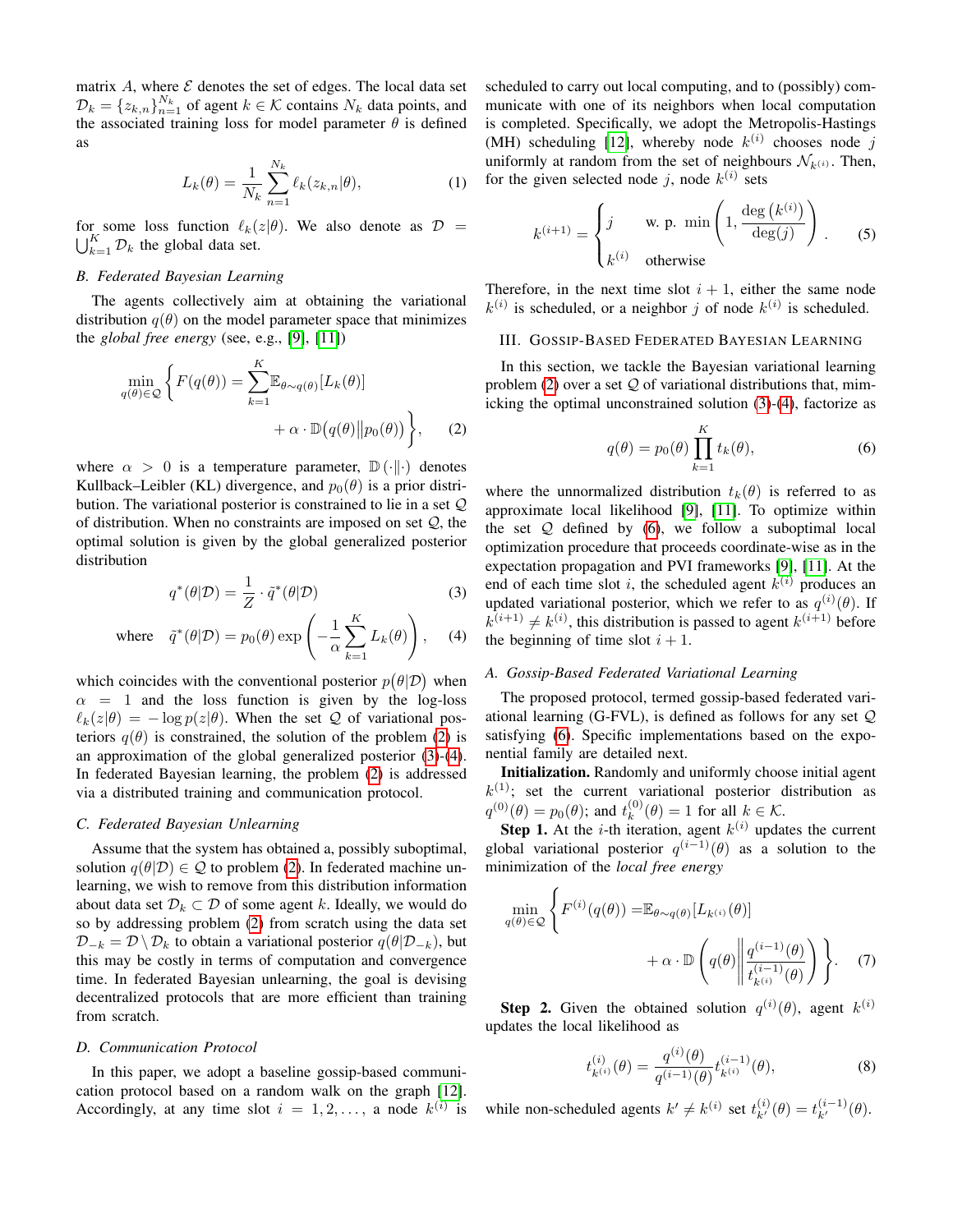matrix $A$, where $\mathcal{E}$ denotes the set of edges. The local data set $\mathcal{D}_k = \{z_{k,n}\}_{n=1}^{N_k}$ of agent $k \in \mathcal{K}$ contains $N_k$ data points, and the associated training loss for model parameter $\theta$ is defined as

$$L_k(\theta) = \frac{1}{N_k} \sum_{n=1}^{N_k} \ell_k(z_{k,n}|\theta), \tag{1}$$

for some loss function $\ell_k(z|\theta)$. We also denote as $\mathcal{D} = \bigcup_{k=1}^{K} \mathcal{D}_k$ the global data set.

### B. Federated Bayesian Learning

The agents collectively aim at obtaining the variational distribution $q(\theta)$ on the model parameter space that minimizes the *global free energy* (see, e.g., [9], [11])

$$\min_{q(\theta)\in\mathcal{Q}} \left\{ F(q(\theta)) = \sum_{k=1}^{K} \mathbb{E}_{\theta\sim q(\theta)}[L_k(\theta)] + \alpha \cdot \mathbb{D}\big(q(\theta)\big\|p_0(\theta)\big) \right\}, \tag{2}$$

where $\alpha > 0$ is a temperature parameter, $\mathbb{D}(\cdot\|\cdot)$ denotes Kullback–Leibler (KL) divergence, and $p_0(\theta)$ is a prior distribution. The variational posterior is constrained to lie in a set $\mathcal{Q}$ of distribution. When no constraints are imposed on set $\mathcal{Q}$, the optimal solution is given by the global generalized posterior distribution

$$q^*(\theta|\mathcal{D}) = \frac{1}{Z} \cdot \tilde{q}^*(\theta|\mathcal{D}) \tag{3}$$

$$\text{where} \quad \tilde{q}^*(\theta|\mathcal{D}) = p_0(\theta) \exp\left(-\frac{1}{\alpha}\sum_{k=1}^{K} L_k(\theta)\right), \tag{4}$$

which coincides with the conventional posterior $p\big(\theta|\mathcal{D}\big)$ when $\alpha = 1$ and the loss function is given by the log-loss $\ell_k(z|\theta) = -\log p(z|\theta)$. When the set $\mathcal{Q}$ of variational posteriors $q(\theta)$ is constrained, the solution of the problem (2) is an approximation of the global generalized posterior (3)-(4). In federated Bayesian learning, the problem (2) is addressed via a distributed training and communication protocol.

### C. Federated Bayesian Unlearning

Assume that the system has obtained a, possibly suboptimal, solution $q(\theta|\mathcal{D}) \in \mathcal{Q}$ to problem (2). In federated machine unlearning, we wish to remove from this distribution information about data set $\mathcal{D}_k \subset \mathcal{D}$ of some agent $k$. Ideally, we would do so by addressing problem (2) from scratch using the data set $\mathcal{D}_{-k} = \mathcal{D} \setminus \mathcal{D}_k$ to obtain a variational posterior $q(\theta|\mathcal{D}_{-k})$, but this may be costly in terms of computation and convergence time. In federated Bayesian unlearning, the goal is devising decentralized protocols that are more efficient than training from scratch.

### D. Communication Protocol

In this paper, we adopt a baseline gossip-based communication protocol based on a random walk on the graph [12]. Accordingly, at any time slot $i = 1, 2, \ldots$, a node $k^{(i)}$ is scheduled to carry out local computing, and to (possibly) communicate with one of its neighbors when local computation is completed. Specifically, we adopt the Metropolis-Hastings (MH) scheduling [12], whereby node $k^{(i)}$ chooses node $j$ uniformly at random from the set of neighbours $\mathcal{N}_{k^{(i)}}$. Then, for the given selected node $j$, node $k^{(i)}$ sets

$$k^{(i+1)} = \begin{cases} j & \text{w. p. } \min\left(1, \dfrac{\deg\left(k^{(i)}\right)}{\deg(j)}\right) \\ k^{(i)} & \text{otherwise} \end{cases}. \tag{5}$$

Therefore, in the next time slot $i+1$, either the same node $k^{(i)}$ is scheduled, or a neighbor $j$ of node $k^{(i)}$ is scheduled.

## III. Gossip-Based Federated Bayesian Learning

In this section, we tackle the Bayesian variational learning problem (2) over a set $\mathcal{Q}$ of variational distributions that, mimicking the optimal unconstrained solution (3)-(4), factorize as

$$q(\theta) = p_0(\theta) \prod_{k=1}^{K} t_k(\theta), \tag{6}$$

where the unnormalized distribution $t_k(\theta)$ is referred to as approximate local likelihood [9], [11]. To optimize within the set $\mathcal{Q}$ defined by (6), we follow a suboptimal local optimization procedure that proceeds coordinate-wise as in the expectation propagation and PVI frameworks [9], [11]. At the end of each time slot $i$, the scheduled agent $k^{(i)}$ produces an updated variational posterior, which we refer to as $q^{(i)}(\theta)$. If $k^{(i+1)} \neq k^{(i)}$, this distribution is passed to agent $k^{(i+1)}$ before the beginning of time slot $i+1$.

### A. Gossip-Based Federated Variational Learning

The proposed protocol, termed gossip-based federated variational learning (G-FVL), is defined as follows for any set $\mathcal{Q}$ satisfying (6). Specific implementations based on the exponential family are detailed next.

**Initialization.** Randomly and uniformly choose initial agent $k^{(1)}$; set the current variational posterior distribution as $q^{(0)}(\theta) = p_0(\theta)$; and $t_k^{(0)}(\theta) = 1$ for all $k \in \mathcal{K}$.

**Step 1.** At the $i$-th iteration, agent $k^{(i)}$ updates the current global variational posterior $q^{(i-1)}(\theta)$ as a solution to the minimization of the *local free energy*

$$\min_{q(\theta)\in\mathcal{Q}} \left\{ F^{(i)}(q(\theta)) = \mathbb{E}_{\theta\sim q(\theta)}[L_{k^{(i)}}(\theta)] + \alpha \cdot \mathbb{D}\left(q(\theta) \middle\| \frac{q^{(i-1)}(\theta)}{t_{k^{(i)}}^{(i-1)}(\theta)}\right) \right\}. \tag{7}$$

**Step 2.** Given the obtained solution $q^{(i)}(\theta)$, agent $k^{(i)}$ updates the local likelihood as

$$t_{k^{(i)}}^{(i)}(\theta) = \frac{q^{(i)}(\theta)}{q^{(i-1)}(\theta)} t_{k^{(i)}}^{(i-1)}(\theta), \tag{8}$$

while non-scheduled agents $k' \neq k^{(i)}$ set $t_{k'}^{(i)}(\theta) = t_{k'}^{(i-1)}(\theta)$.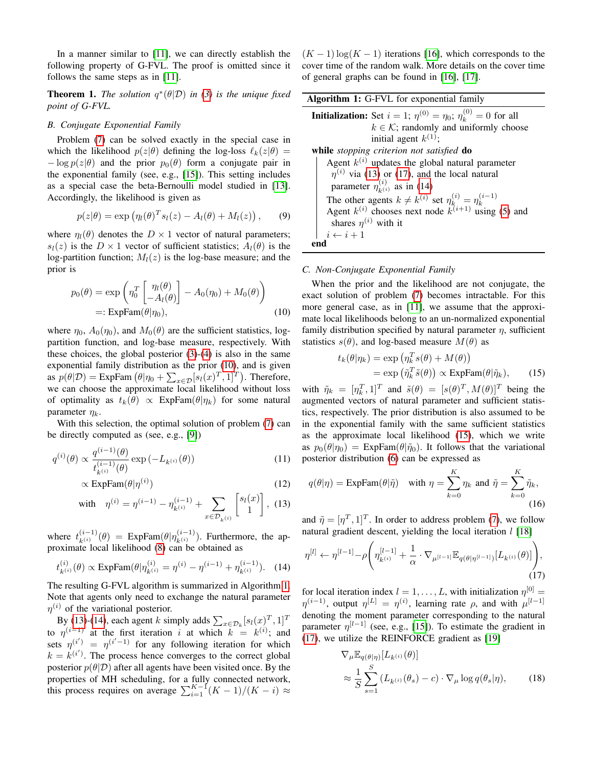In a manner similar to [11], we can directly establish the following property of G-FVL. The proof is omitted since it follows the same steps as in [11].

**Theorem 1.** *The solution $q^*(\theta|\mathcal{D})$ in (3) is the unique fixed point of G-FVL.*

### B. Conjugate Exponential Family

Problem (7) can be solved exactly in the special case in which the likelihood $p(z|\theta)$ defining the log-loss $\ell_k(z|\theta) = -\log p(z|\theta)$ and the prior $p_0(\theta)$ form a conjugate pair in the exponential family (see, e.g., [15]). This setting includes as a special case the beta-Bernoulli model studied in [13]. Accordingly, the likelihood is given as

$$p(z|\theta) = \exp\left(\eta_l(\theta)^T s_l(z) - A_l(\theta) + M_l(z)\right), \tag{9}$$

where $\eta_l(\theta)$ denotes the $D \times 1$ vector of natural parameters; $s_l(z)$ is the $D \times 1$ vector of sufficient statistics; $A_l(\theta)$ is the log-partition function; $M_l(z)$ is the log-base measure; and the prior is

$$\begin{aligned} p_0(\theta) &= \exp\left(\eta_0^T \begin{bmatrix} \eta_l(\theta) \\ -A_l(\theta) \end{bmatrix} - A_0(\eta_0) + M_0(\theta)\right) \\ &=: \text{ExpFam}(\theta|\eta_0), \end{aligned} \tag{10}$$

where $\eta_0$, $A_0(\eta_0)$, and $M_0(\theta)$ are the sufficient statistics, log-partition function, and log-base measure, respectively. With these choices, the global posterior (3)-(4) is also in the same exponential family distribution as the prior (10), and is given as $p(\theta|\mathcal{D}) = \text{ExpFam}\left(\theta|\eta_0 + \sum_{x\in\mathcal{D}}[s_l(x)^T, 1]^T\right)$. Therefore, we can choose the approximate local likelihood without loss of optimality as $t_k(\theta) \propto \text{ExpFam}(\theta|\eta_k)$ for some natural parameter $\eta_k$.

With this selection, the optimal solution of problem (7) can be directly computed as (see, e.g., [9])

$$\begin{aligned} q^{(i)}(\theta) &\propto \frac{q^{(i-1)}(\theta)}{t^{(i-1)}_{k^{(i)}}(\theta)} \exp\left(-L_{k^{(i)}}(\theta)\right) && (11) \\ &\propto \text{ExpFam}(\theta|\eta^{(i)}) && (12) \\ \text{with} \quad \eta^{(i)} &= \eta^{(i-1)} - \eta^{(i-1)}_{k^{(i)}} + \sum_{x\in\mathcal{D}_{k^{(i)}}} \begin{bmatrix} s_l(x) \\ 1 \end{bmatrix}, && (13) \end{aligned}$$

where $t^{(i-1)}_{k^{(i)}}(\theta) = \text{ExpFam}(\theta|\eta^{(i-1)}_{k^{(i)}})$. Furthermore, the approximate local likelihood (8) can be obtained as

$$t^{(i)}_{k^{(i)}}(\theta) \propto \text{ExpFam}(\theta|\eta^{(i)}_{k^{(i)}} = \eta^{(i)} - \eta^{(i-1)} + \eta^{(i-1)}_{k^{(i)}}). \tag{14}$$

The resulting G-FVL algorithm is summarized in Algorithm 1. Note that agents only need to exchange the natural parameter $\eta^{(i)}$ of the variational posterior.

By (13)-(14), each agent $k$ simply adds $\sum_{x\in\mathcal{D}_k}[s_l(x)^T, 1]^T$ to $\eta^{(i-1)}$ at the first iteration $i$ at which $k = k^{(i)}$; and sets $\eta^{(i')} = \eta^{(i'-1)}$ for any following iteration for which $k = k^{(i')}$. The process hence converges to the correct global posterior $p(\theta|\mathcal{D})$ after all agents have been visited once. By the properties of MH scheduling, for a fully connected network, this process requires on average $\sum_{i=1}^{K-1}(K-1)/(K-i) \approx (K-1)\log(K-1)$ iterations [16], which corresponds to the cover time of the random walk. More details on the cover time of general graphs can be found in [16], [17].

---

**Algorithm 1:** G-FVL for exponential family

**Initialization:** Set $i = 1$; $\eta^{(0)} = \eta_0$; $\eta_k^{(0)} = 0$ for all $k \in \mathcal{K}$; randomly and uniformly choose initial agent $k^{(1)}$;

**while** *stopping criterion not satisfied* **do**

  Agent $k^{(i)}$ updates the global natural parameter $\eta^{(i)}$ via (13) or (17), and the local natural parameter $\eta^{(i)}_{k^{(i)}}$ as in (14)

  The other agents $k \neq k^{(i)}$ set $\eta_k^{(i)} = \eta_k^{(i-1)}$

  Agent $k^{(i)}$ chooses next node $k^{(i+1)}$ using (5) and shares $\eta^{(i)}$ with it

  $i \leftarrow i + 1$

**end**

---

### C. Non-Conjugate Exponential Family

When the prior and the likelihood are not conjugate, the exact solution of problem (7) becomes intractable. For this more general case, as in [11], we assume that the approximate local likelihoods belong to an un-normalized exponential family distribution specified by natural parameter $\eta$, sufficient statistics $s(\theta)$, and log-based measure $M(\theta)$ as

$$\begin{aligned} t_k(\theta|\eta_k) &= \exp\left(\eta_k^T s(\theta) + M(\theta)\right) \\ &= \exp\left(\tilde{\eta}_k^T \tilde{s}(\theta)\right) \propto \text{ExpFam}(\theta|\tilde{\eta}_k), \end{aligned} \tag{15}$$

with $\tilde{\eta}_k = [\eta_k^T, 1]^T$ and $\tilde{s}(\theta) = [s(\theta)^T, M(\theta)]^T$ being the augmented vectors of natural parameter and sufficient statistics, respectively. The prior distribution is also assumed to be in the exponential family with the same sufficient statistics as the approximate local likelihood (15), which we write as $p_0(\theta|\eta_0) = \text{ExpFam}(\theta|\tilde{\eta}_0)$. It follows that the variational posterior distribution (6) can be expressed as

$$q(\theta|\eta) = \text{ExpFam}(\theta|\tilde{\eta}) \quad \text{with } \eta = \sum_{k=0}^{K} \eta_k \text{ and } \tilde{\eta} = \sum_{k=0}^{K} \tilde{\eta}_k, \tag{16}$$

and $\tilde{\eta} = [\eta^T, 1]^T$. In order to address problem (7), we follow natural gradient descent, yielding the local iteration $l$ [18]

$$\eta^{[l]} \leftarrow \eta^{[l-1]} - \rho\left(\eta^{[l-1]}_{k^{(i)}} + \frac{1}{\alpha} \cdot \nabla_{\mu^{[l-1]}} \mathbb{E}_{q(\theta|\eta^{[l-1]})}[L_{k^{(i)}}(\theta)]\right), \tag{17}$$

for local iteration index $l = 1, \ldots, L$, with initialization $\eta^{[0]} = \eta^{(i-1)}$, output $\eta^{[L]} = \eta^{(i)}$, learning rate $\rho$, and with $\mu^{[l-1]}$ denoting the moment parameter corresponding to the natural parameter $\eta^{[l-1]}$ (see, e.g., [15]). To estimate the gradient in (17), we utilize the REINFORCE gradient as [19]

$$\begin{aligned} &\nabla_\mu \mathbb{E}_{q(\theta|\eta)}[L_{k^{(i)}}(\theta)] \\ &\approx \frac{1}{S} \sum_{s=1}^{S} \left(L_{k^{(i)}}(\theta_s) - c\right) \cdot \nabla_\mu \log q(\theta_s|\eta), \end{aligned} \tag{18}$$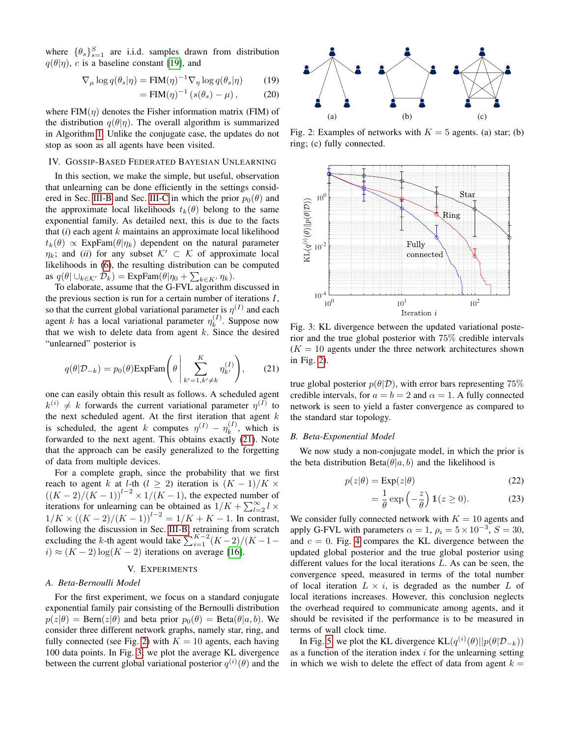where $\{\theta_s\}_{s=1}^S$ are i.i.d. samples drawn from distribution $q(\theta|\eta)$, $c$ is a baseline constant [19], and

$$\nabla_\mu \log q(\theta_s|\eta) = \text{FIM}(\eta)^{-1}\nabla_\eta \log q(\theta_s|\eta) \quad (19)$$
$$= \text{FIM}(\eta)^{-1}\left(s(\theta_s) - \mu\right), \quad (20)$$

where $\text{FIM}(\eta)$ denotes the Fisher information matrix (FIM) of the distribution $q(\theta|\eta)$. The overall algorithm is summarized in Algorithm 1. Unlike the conjugate case, the updates do not stop as soon as all agents have been visited.

## IV. Gossip-Based Federated Bayesian Unlearning

In this section, we make the simple, but useful, observation that unlearning can be done efficiently in the settings considered in Sec. III-B and Sec. III-C in which the prior $p_0(\theta)$ and the approximate local likelihoods $t_k(\theta)$ belong to the same exponential family. As detailed next, this is due to the facts that *(i)* each agent $k$ maintains an approximate local likelihood $t_k(\theta) \propto \text{ExpFam}(\theta|\eta_k)$ dependent on the natural parameter $\eta_k$; and *(ii)* for any subset $\mathcal{K}' \subset \mathcal{K}$ of approximate local likelihoods in (6), the resulting distribution can be computed as $q(\theta|\cup_{k\in\mathcal{K}'}\mathcal{D}_k) = \text{ExpFam}(\theta|\eta_0 + \sum_{k\in\mathcal{K}'}\eta_k)$.

To elaborate, assume that the G-FVL algorithm discussed in the previous section is run for a certain number of iterations $I$, so that the current global variational parameter is $\eta^{(I)}$ and each agent $k$ has a local variational parameter $\eta_k^{(I)}$. Suppose now that we wish to delete data from agent $k$. Since the desired "unlearned" posterior is

$$q(\theta|\mathcal{D}_{-k}) = p_0(\theta)\text{ExpFam}\left(\theta \,\middle|\, \sum_{k'=1,k'\neq k}^{K} \eta_{k'}^{(I)}\right), \quad (21)$$

one can easily obtain this result as follows. A scheduled agent $k^{(i)} \neq k$ forwards the current variational parameter $\eta^{(I)}$ to the next scheduled agent. At the first iteration that agent $k$ is scheduled, the agent $k$ computes $\eta^{(I)} - \eta_k^{(I)}$, which is forwarded to the next agent. This obtains exactly (21). Note that the approach can be easily generalized to the forgetting of data from multiple devices.

For a complete graph, since the probability that we first reach to agent $k$ at $l$-th ($l \geq 2$) iteration is $(K-1)/K \times ((K-2)/(K-1))^{l-2} \times 1/(K-1)$, the expected number of iterations for unlearning can be obtained as $1/K + \sum_{l=2}^{\infty} l \times 1/K \times ((K-2)/(K-1))^{l-2} = 1/K + K - 1$. In contrast, following the discussion in Sec. III-B, retraining from scratch excluding the $k$-th agent would take $\sum_{i=1}^{K-2}(K-2)/(K-1-i) \approx (K-2)\log(K-2)$ iterations on average [16].

## V. Experiments

### A. Beta-Bernoulli Model

For the first experiment, we focus on a standard conjugate exponential family pair consisting of the Bernoulli distribution $p(z|\theta) = \text{Bern}(z|\theta)$ and beta prior $p_0(\theta) = \text{Beta}(\theta|a, b)$. We consider three different network graphs, namely star, ring, and fully connected (see Fig. 2) with $K = 10$ agents, each having 100 data points. In Fig. 3, we plot the average KL divergence between the current global variational posterior $q^{(i)}(\theta)$ and the true global posterior $p(\theta|\mathcal{D})$, with error bars representing 75% credible intervals, for $a = b = 2$ and $\alpha = 1$. A fully connected network is seen to yield a faster convergence as compared to the standard star topology.

Fig. 2: Examples of networks with $K = 5$ agents. (a) star; (b) ring; (c) fully connected.

Fig. 3: KL divergence between the updated variational posterior and the true global posterior with 75% credible intervals ($K = 10$ agents under the three network architectures shown in Fig. 2).

### B. Beta-Exponential Model

We now study a non-conjugate model, in which the prior is the beta distribution $\text{Beta}(\theta|a, b)$ and the likelihood is

$$p(z|\theta) = \text{Exp}(z|\theta) \quad (22)$$
$$= \frac{1}{\theta}\exp\left(-\frac{z}{\theta}\right)\mathbb{1}(z \geq 0). \quad (23)$$

We consider fully connected network with $K = 10$ agents and apply G-FVL with parameters $\alpha = 1$, $\rho_i = 5 \times 10^{-3}$, $S = 30$, and $c = 0$. Fig. 4 compares the KL divergence between the updated global posterior and the true global posterior using different values for the local iterations $L$. As can be seen, the convergence speed, measured in terms of the total number of local iteration $L \times i$, is degraded as the number $L$ of local iterations increases. However, this conclusion neglects the overhead required to communicate among agents, and it should be revisited if the performance is to be measured in terms of wall clock time.

In Fig. 5, we plot the KL divergence $\text{KL}(q^{(i)}(\theta)||p(\theta|\mathcal{D}_{-k}))$ as a function of the iteration index $i$ for the unlearning setting in which we wish to delete the effect of data from agent $k =$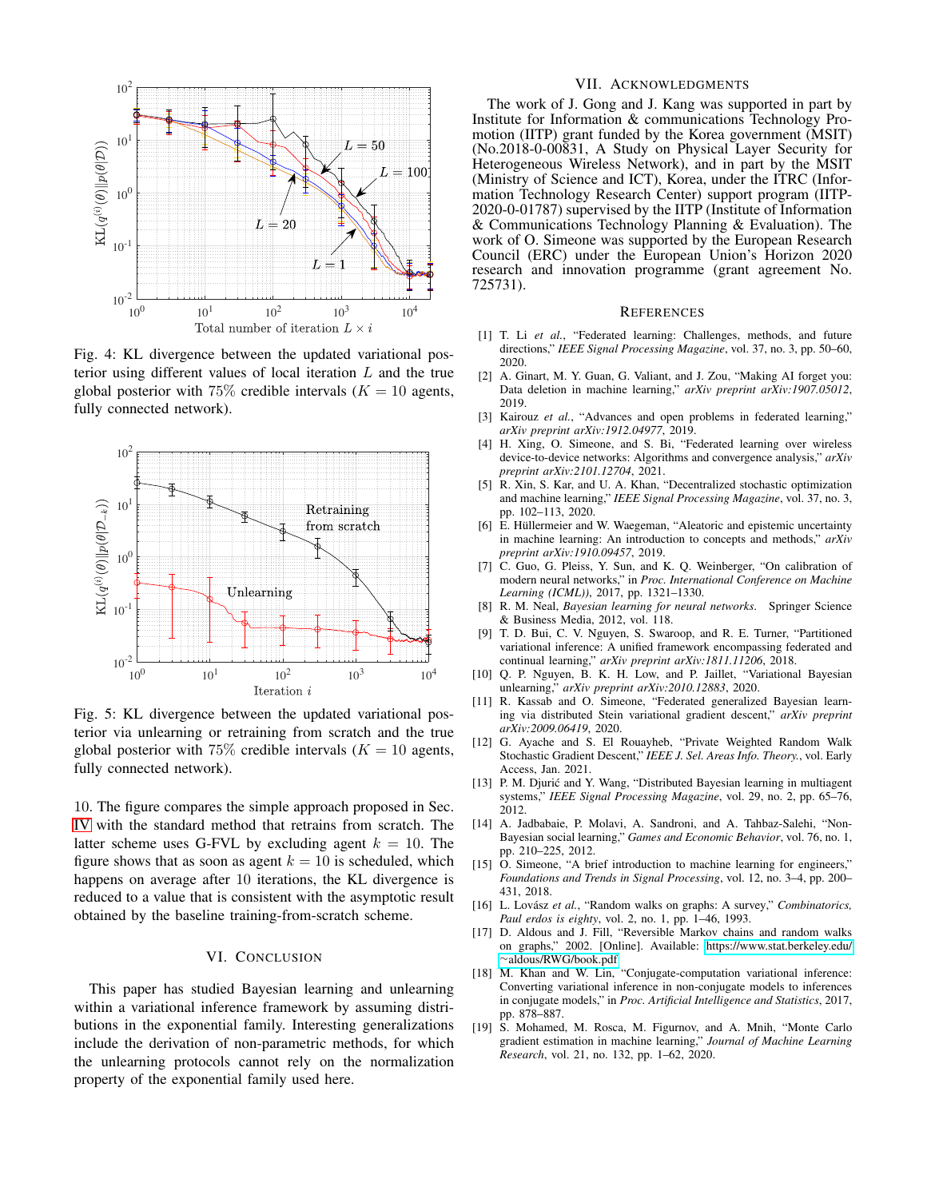$10^2$

$10^1$

$10^0$

$10^{-1}$

$10^{-2}$

$\mathrm{KL}(q^{(i)}(\theta)\|p(\theta|\mathcal{D}))$

$10^0$ $10^1$ $10^2$ $10^3$ $10^4$

Total number of iteration $L \times i$

$L = 50$

$L = 100$

$L = 20$

$L = 1$

Fig. 4: KL divergence between the updated variational posterior using different values of local iteration $L$ and the true global posterior with 75% credible intervals ($K = 10$ agents, fully connected network).

$10^2$

$10^1$

$10^0$

$10^{-1}$

$10^{-2}$

$\mathrm{KL}(q^{(i)}(\theta)\|p(\theta|\mathcal{D}_{-k}))$

$10^0$ $10^1$ $10^2$ $10^3$ $10^4$

Iteration $i$

Retraining from scratch

Unlearning

Fig. 5: KL divergence between the updated variational posterior via unlearning or retraining from scratch and the true global posterior with 75% credible intervals ($K = 10$ agents, fully connected network).

10. The figure compares the simple approach proposed in Sec. IV with the standard method that retrains from scratch. The latter scheme uses G-FVL by excluding agent $k = 10$. The figure shows that as soon as agent $k = 10$ is scheduled, which happens on average after 10 iterations, the KL divergence is reduced to a value that is consistent with the asymptotic result obtained by the baseline training-from-scratch scheme.

## VI. Conclusion

This paper has studied Bayesian learning and unlearning within a variational inference framework by assuming distributions in the exponential family. Interesting generalizations include the derivation of non-parametric methods, for which the unlearning protocols cannot rely on the normalization property of the exponential family used here.

## VII. Acknowledgments

The work of J. Gong and J. Kang was supported in part by Institute for Information & communications Technology Promotion (IITP) grant funded by the Korea government (MSIT) (No.2018-0-00831, A Study on Physical Layer Security for Heterogeneous Wireless Network), and in part by the MSIT (Ministry of Science and ICT), Korea, under the ITRC (Information Technology Research Center) support program (IITP-2020-0-01787) supervised by the IITP (Institute of Information & Communications Technology Planning & Evaluation). The work of O. Simeone was supported by the European Research Council (ERC) under the European Union's Horizon 2020 research and innovation programme (grant agreement No. 725731).

## References

[1] T. Li *et al.*, "Federated learning: Challenges, methods, and future directions," *IEEE Signal Processing Magazine*, vol. 37, no. 3, pp. 50–60, 2020.

[2] A. Ginart, M. Y. Guan, G. Valiant, and J. Zou, "Making AI forget you: Data deletion in machine learning," *arXiv preprint arXiv:1907.05012*, 2019.

[3] Kairouz *et al.*, "Advances and open problems in federated learning," *arXiv preprint arXiv:1912.04977*, 2019.

[4] H. Xing, O. Simeone, and S. Bi, "Federated learning over wireless device-to-device networks: Algorithms and convergence analysis," *arXiv preprint arXiv:2101.12704*, 2021.

[5] R. Xin, S. Kar, and U. A. Khan, "Decentralized stochastic optimization and machine learning," *IEEE Signal Processing Magazine*, vol. 37, no. 3, pp. 102–113, 2020.

[6] E. Hüllermeier and W. Waegeman, "Aleatoric and epistemic uncertainty in machine learning: An introduction to concepts and methods," *arXiv preprint arXiv:1910.09457*, 2019.

[7] C. Guo, G. Pleiss, Y. Sun, and K. Q. Weinberger, "On calibration of modern neural networks," in *Proc. International Conference on Machine Learning (ICML))*, 2017, pp. 1321–1330.

[8] R. M. Neal, *Bayesian learning for neural networks*. Springer Science & Business Media, 2012, vol. 118.

[9] T. D. Bui, C. V. Nguyen, S. Swaroop, and R. E. Turner, "Partitioned variational inference: A unified framework encompassing federated and continual learning," *arXiv preprint arXiv:1811.11206*, 2018.

[10] Q. P. Nguyen, B. K. H. Low, and P. Jaillet, "Variational Bayesian unlearning," *arXiv preprint arXiv:2010.12883*, 2020.

[11] R. Kassab and O. Simeone, "Federated generalized Bayesian learning via distributed Stein variational gradient descent," *arXiv preprint arXiv:2009.06419*, 2020.

[12] G. Ayache and S. El Rouayheb, "Private Weighted Random Walk Stochastic Gradient Descent," *IEEE J. Sel. Areas Info. Theory.*, vol. Early Access, Jan. 2021.

[13] P. M. Djurić and Y. Wang, "Distributed Bayesian learning in multiagent systems," *IEEE Signal Processing Magazine*, vol. 29, no. 2, pp. 65–76, 2012.

[14] A. Jadbabaie, P. Molavi, A. Sandroni, and A. Tahbaz-Salehi, "Non-Bayesian social learning," *Games and Economic Behavior*, vol. 76, no. 1, pp. 210–225, 2012.

[15] O. Simeone, "A brief introduction to machine learning for engineers," *Foundations and Trends in Signal Processing*, vol. 12, no. 3–4, pp. 200–431, 2018.

[16] L. Lovász *et al.*, "Random walks on graphs: A survey," *Combinatorics, Paul erdos is eighty*, vol. 2, no. 1, pp. 1–46, 1993.

[17] D. Aldous and J. Fill, "Reversible Markov chains and random walks on graphs," 2002. [Online]. Available: https://www.stat.berkeley.edu/~aldous/RWG/book.pdf

[18] M. Khan and W. Lin, "Conjugate-computation variational inference: Converting variational inference in non-conjugate models to inferences in conjugate models," in *Proc. Artificial Intelligence and Statistics*, 2017, pp. 878–887.

[19] S. Mohamed, M. Rosca, M. Figurnov, and A. Mnih, "Monte Carlo gradient estimation in machine learning," *Journal of Machine Learning Research*, vol. 21, no. 132, pp. 1–62, 2020.